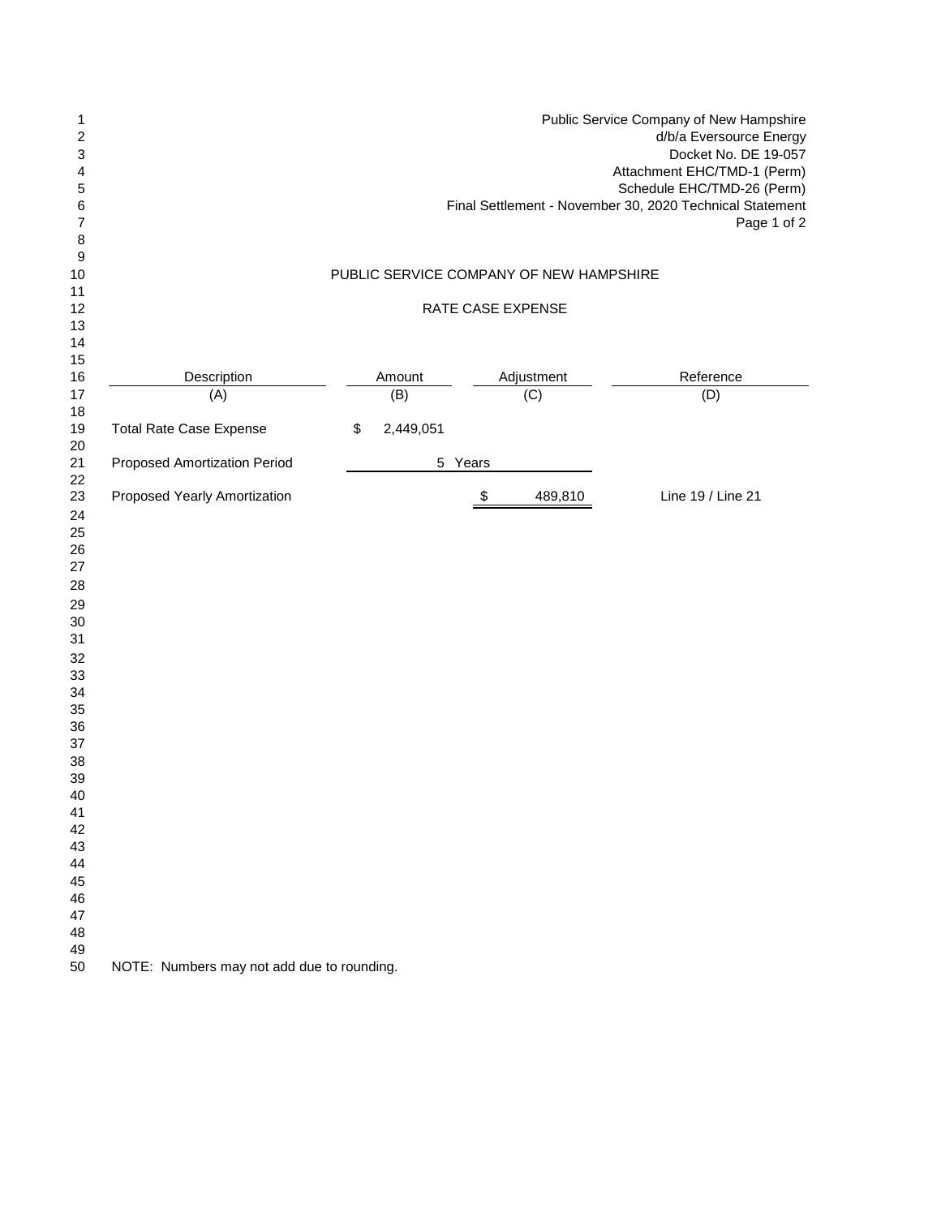Public Service Company of New Hampshire
d/b/a Eversource Energy
Docket No. DE 19-057
Attachment EHC/TMD-1 (Perm)
Schedule EHC/TMD-26 (Perm)
Final Settlement - November 30, 2020 Technical Statement

## PUBLIC SERVICE COMPANY OF NEW HAMPSHIRE

### RATE CASE EXPENSE

| Line | Description | Amount | Adjustment | Reference |
|---|---|---|---|---|
| 17 | (A) | (B) | (C) | (D) |
| 19 | Total Rate Case Expense | $ 2,449,051 | | |
| 21 | Proposed Amortization Period | 5 Years | | |
| 23 | Proposed Yearly Amortization | | $ 489,810 | Line 19 / Line 21 |

NOTE: Numbers may not add due to rounding.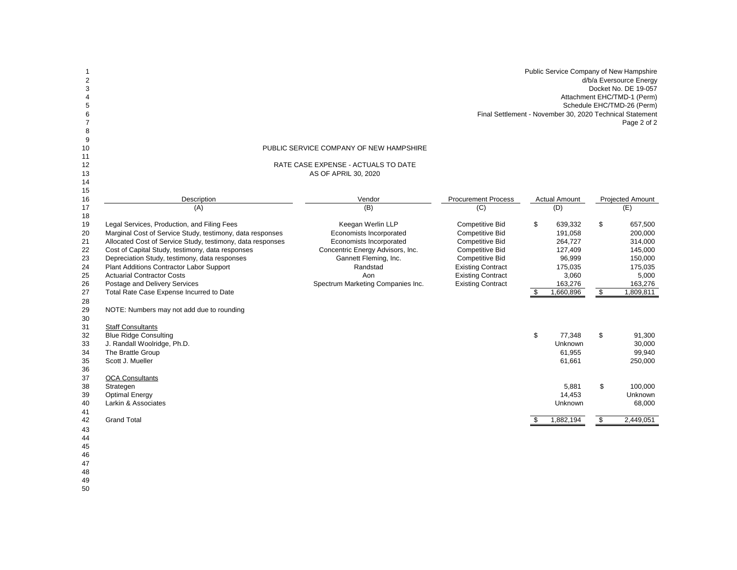Public Service Company of New Hampshire
d/b/a Eversource Energy
Docket No. DE 19-057
Attachment EHC/TMD-1 (Perm)
Schedule EHC/TMD-26 (Perm)
Final Settlement - November 30, 2020 Technical Statement

PUBLIC SERVICE COMPANY OF NEW HAMPSHIRE

RATE CASE EXPENSE - ACTUALS TO DATE
AS OF APRIL 30, 2020

| Description | Vendor | Procurement Process | Actual Amount | Projected Amount |
|---|---|---|---|---|
| (A) | (B) | (C) | (D) | (E) |
| Legal Services, Production, and Filing Fees | Keegan Werlin LLP | Competitive Bid | $ 639,332 | $ 657,500 |
| Marginal Cost of Service Study, testimony, data responses | Economists Incorporated | Competitive Bid | 191,058 | 200,000 |
| Allocated Cost of Service Study, testimony, data responses | Economists Incorporated | Competitive Bid | 264,727 | 314,000 |
| Cost of Capital Study, testimony, data responses | Concentric Energy Advisors, Inc. | Competitive Bid | 127,409 | 145,000 |
| Depreciation Study, testimony, data responses | Gannett Fleming, Inc. | Competitive Bid | 96,999 | 150,000 |
| Plant Additions Contractor Labor Support | Randstad | Existing Contract | 175,035 | 175,035 |
| Actuarial Contractor Costs | Aon | Existing Contract | 3,060 | 5,000 |
| Postage and Delivery Services | Spectrum Marketing Companies Inc. | Existing Contract | 163,276 | 163,276 |
| Total Rate Case Expense Incurred to Date | | | $ 1,660,896 | $ 1,809,811 |

NOTE: Numbers may not add due to rounding

| | Actual Amount | Projected Amount |
|---|---|---|
| **Staff Consultants** | | |
| Blue Ridge Consulting | $ 77,348 | $ 91,300 |
| J. Randall Woolridge, Ph.D. | Unknown | 30,000 |
| The Brattle Group | 61,955 | 99,940 |
| Scott J. Mueller | 61,661 | 250,000 |
| **OCA Consultants** | | |
| Strategen | 5,881 | $ 100,000 |
| Optimal Energy | 14,453 | Unknown |
| Larkin & Associates | Unknown | 68,000 |
| Grand Total | $ 1,882,194 | $ 2,449,051 |